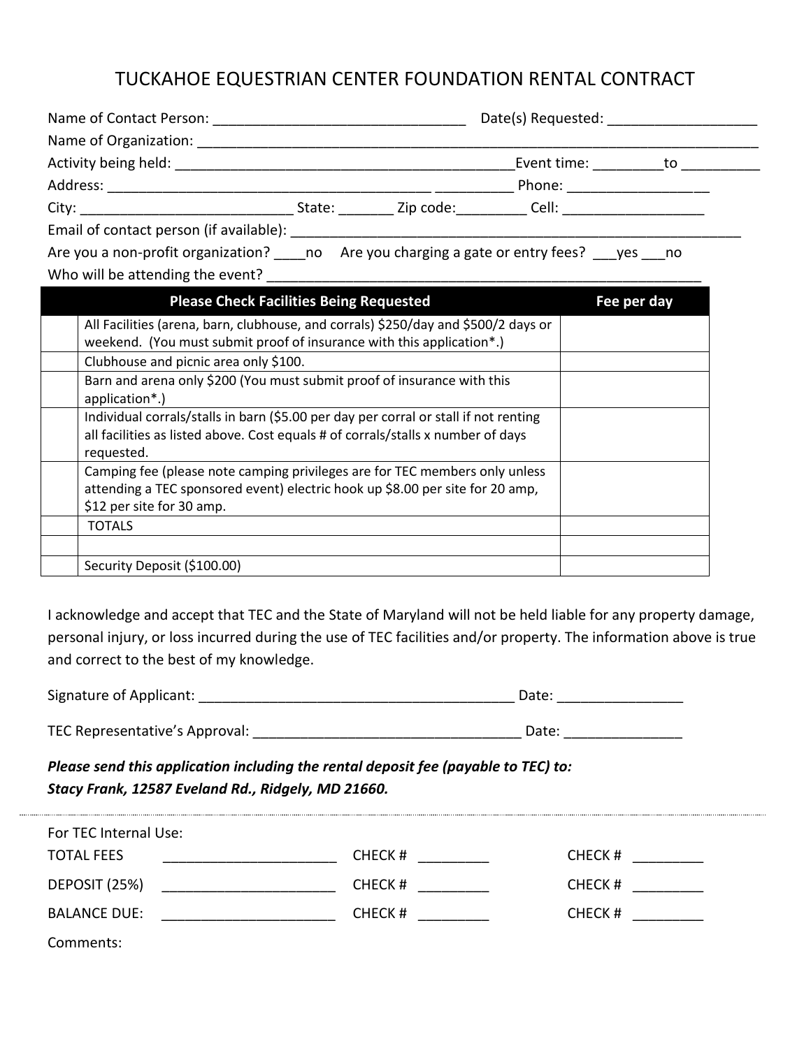# TUCKAHOE EQUESTRIAN CENTER FOUNDATION RENTAL CONTRACT

Name of Contact Person: ______________________________ Date(s) Requested: __________________

Name of Organization: ___________________________________________________________________

Activity being held: ________________________________________Event time: _________to __________

Address: _________________________________________ __________ Phone: __________________

City: ___________________________ State: _______ Zip code:_________ Cell: __________________

Email of contact person (if available): ___________________________________________________________

Are you a non-profit organization? ____no Are you charging a gate or entry fees? ___yes ___no

Who will be attending the event? ________________________________________________________

| | Please Check Facilities Being Requested | Fee per day |
|---|---|---|
| | All Facilities (arena, barn, clubhouse, and corrals) $250/day and $500/2 days or weekend. (You must submit proof of insurance with this application*.) | |
| | Clubhouse and picnic area only $100. | |
| | Barn and arena only $200 (You must submit proof of insurance with this application*.) | |
| | Individual corrals/stalls in barn ($5.00 per day per corral or stall if not renting all facilities as listed above. Cost equals # of corrals/stalls x number of days requested. | |
| | Camping fee (please note camping privileges are for TEC members only unless attending a TEC sponsored event) electric hook up $8.00 per site for 20 amp, $12 per site for 30 amp. | |
| | TOTALS | |
| | | |
| | Security Deposit ($100.00) | |

I acknowledge and accept that TEC and the State of Maryland will not be held liable for any property damage, personal injury, or loss incurred during the use of TEC facilities and/or property. The information above is true and correct to the best of my knowledge.

Signature of Applicant: ________________________________________ Date: ________________

TEC Representative's Approval: __________________________________ Date: _______________

***Please send this application including the rental deposit fee (payable to TEC) to:***
***Stacy Frank, 12587 Eveland Rd., Ridgely, MD 21660.***

---

For TEC Internal Use:

TOTAL FEES ______________________ CHECK # _________ CHECK # _________

DEPOSIT (25%) ______________________ CHECK # _________ CHECK # _________

BALANCE DUE: ______________________ CHECK # _________ CHECK # _________

Comments: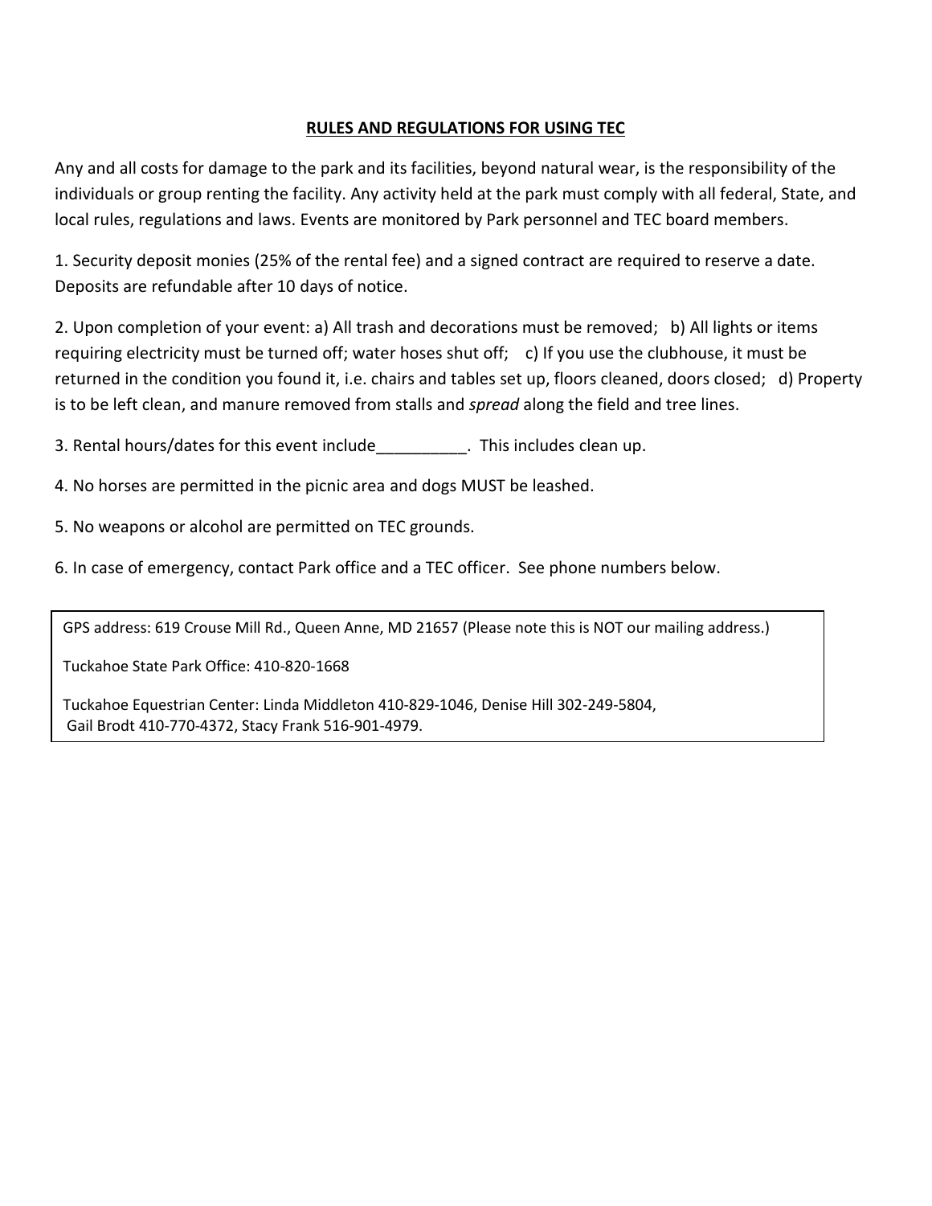## RULES AND REGULATIONS FOR USING TEC

Any and all costs for damage to the park and its facilities, beyond natural wear, is the responsibility of the individuals or group renting the facility. Any activity held at the park must comply with all federal, State, and local rules, regulations and laws. Events are monitored by Park personnel and TEC board members.

1. Security deposit monies (25% of the rental fee) and a signed contract are required to reserve a date. Deposits are refundable after 10 days of notice.

2. Upon completion of your event: a) All trash and decorations must be removed; b) All lights or items requiring electricity must be turned off; water hoses shut off; c) If you use the clubhouse, it must be returned in the condition you found it, i.e. chairs and tables set up, floors cleaned, doors closed; d) Property is to be left clean, and manure removed from stalls and *spread* along the field and tree lines.

3. Rental hours/dates for this event include__________. This includes clean up.

4. No horses are permitted in the picnic area and dogs MUST be leashed.

5. No weapons or alcohol are permitted on TEC grounds.

6. In case of emergency, contact Park office and a TEC officer. See phone numbers below.

GPS address: 619 Crouse Mill Rd., Queen Anne, MD 21657 (Please note this is NOT our mailing address.)

Tuckahoe State Park Office: 410-820-1668

Tuckahoe Equestrian Center: Linda Middleton 410-829-1046, Denise Hill 302-249-5804, Gail Brodt 410-770-4372, Stacy Frank 516-901-4979.